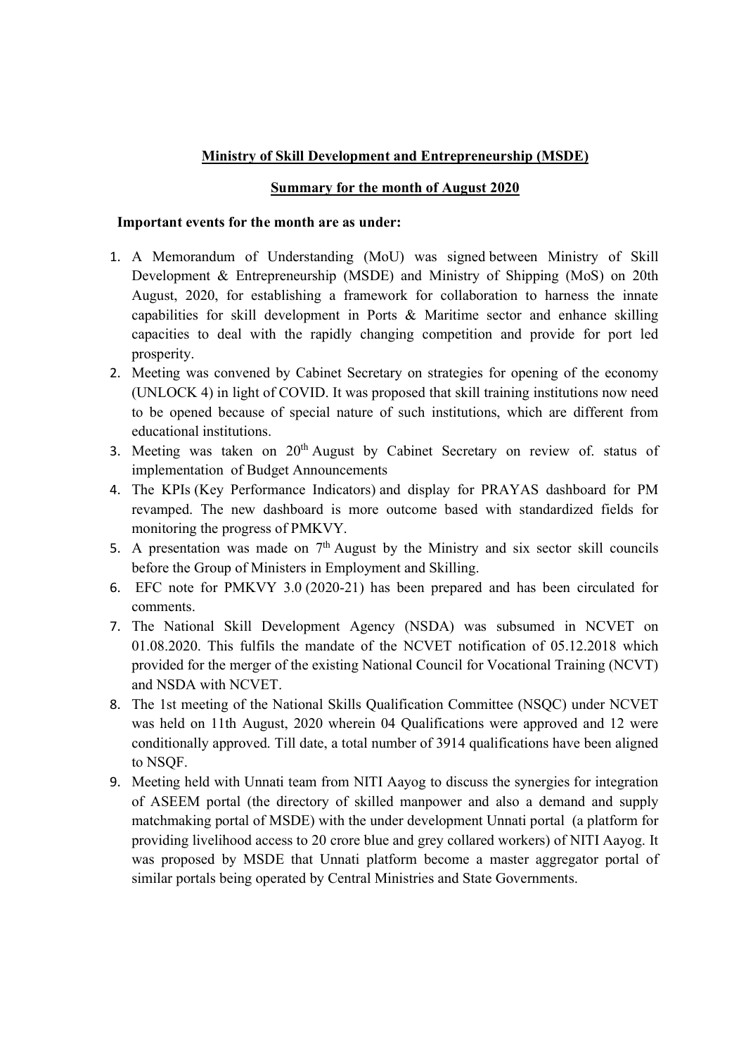**Ministry of Skill Development and Entrepreneurship (MSDE)**

**Summary for the month of August 2020**

**Important events for the month are as under:**

1. A Memorandum of Understanding (MoU) was signed between Ministry of Skill Development & Entrepreneurship (MSDE) and Ministry of Shipping (MoS) on 20th August, 2020, for establishing a framework for collaboration to harness the innate capabilities for skill development in Ports & Maritime sector and enhance skilling capacities to deal with the rapidly changing competition and provide for port led prosperity.
2. Meeting was convened by Cabinet Secretary on strategies for opening of the economy (UNLOCK 4) in light of COVID. It was proposed that skill training institutions now need to be opened because of special nature of such institutions, which are different from educational institutions.
3. Meeting was taken on 20th August by Cabinet Secretary on review of. status of implementation of Budget Announcements
4. The KPIs (Key Performance Indicators) and display for PRAYAS dashboard for PM revamped. The new dashboard is more outcome based with standardized fields for monitoring the progress of PMKVY.
5. A presentation was made on 7th August by the Ministry and six sector skill councils before the Group of Ministers in Employment and Skilling.
6. EFC note for PMKVY 3.0 (2020-21) has been prepared and has been circulated for comments.
7. The National Skill Development Agency (NSDA) was subsumed in NCVET on 01.08.2020. This fulfils the mandate of the NCVET notification of 05.12.2018 which provided for the merger of the existing National Council for Vocational Training (NCVT) and NSDA with NCVET.
8. The 1st meeting of the National Skills Qualification Committee (NSQC) under NCVET was held on 11th August, 2020 wherein 04 Qualifications were approved and 12 were conditionally approved. Till date, a total number of 3914 qualifications have been aligned to NSQF.
9. Meeting held with Unnati team from NITI Aayog to discuss the synergies for integration of ASEEM portal (the directory of skilled manpower and also a demand and supply matchmaking portal of MSDE) with the under development Unnati portal (a platform for providing livelihood access to 20 crore blue and grey collared workers) of NITI Aayog. It was proposed by MSDE that Unnati platform become a master aggregator portal of similar portals being operated by Central Ministries and State Governments.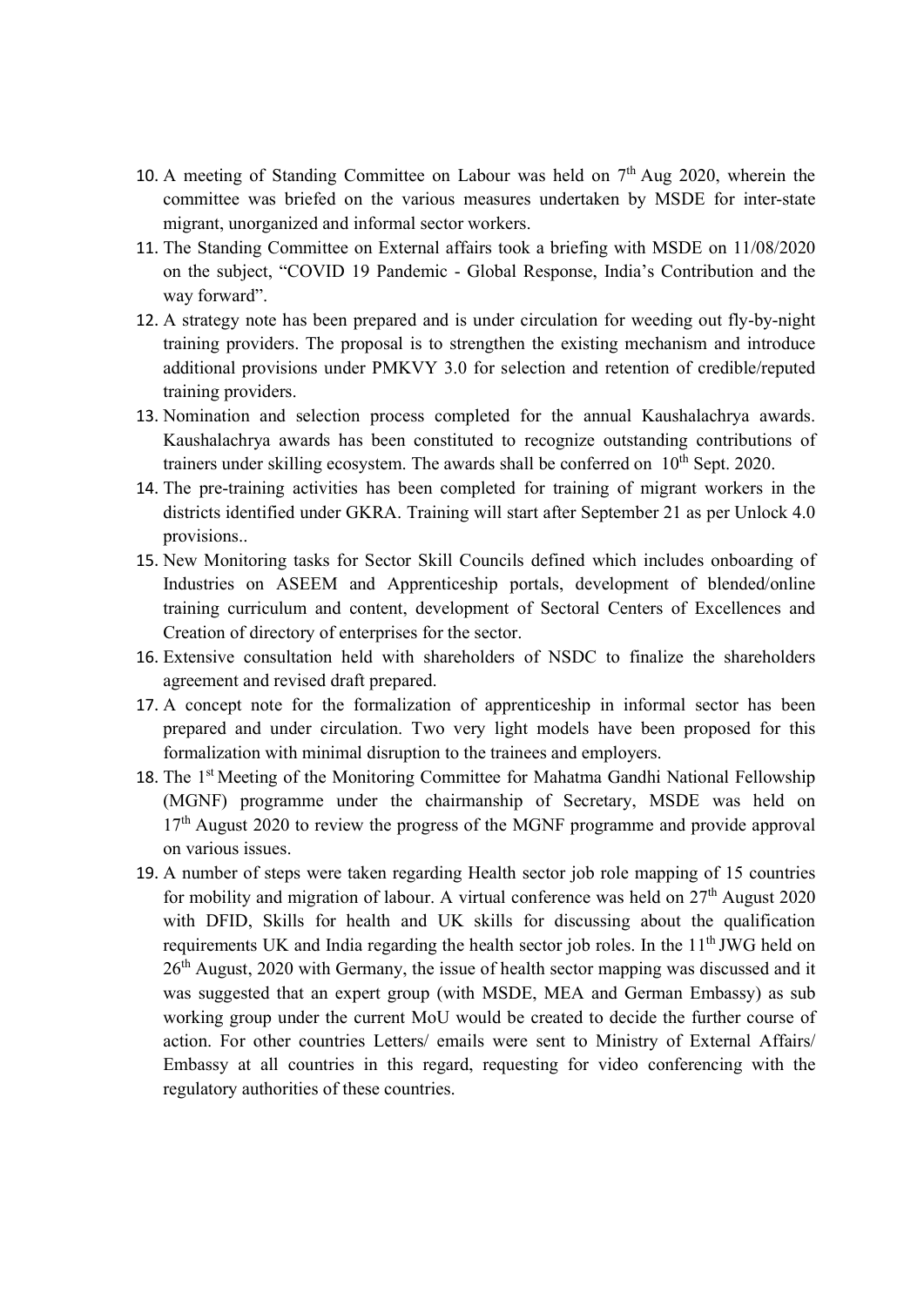10. A meeting of Standing Committee on Labour was held on 7th Aug 2020, wherein the committee was briefed on the various measures undertaken by MSDE for inter-state migrant, unorganized and informal sector workers.
11. The Standing Committee on External affairs took a briefing with MSDE on 11/08/2020 on the subject, "COVID 19 Pandemic - Global Response, India's Contribution and the way forward".
12. A strategy note has been prepared and is under circulation for weeding out fly-by-night training providers. The proposal is to strengthen the existing mechanism and introduce additional provisions under PMKVY 3.0 for selection and retention of credible/reputed training providers.
13. Nomination and selection process completed for the annual Kaushalachrya awards. Kaushalachrya awards has been constituted to recognize outstanding contributions of trainers under skilling ecosystem. The awards shall be conferred on 10th Sept. 2020.
14. The pre-training activities has been completed for training of migrant workers in the districts identified under GKRA. Training will start after September 21 as per Unlock 4.0 provisions..
15. New Monitoring tasks for Sector Skill Councils defined which includes onboarding of Industries on ASEEM and Apprenticeship portals, development of blended/online training curriculum and content, development of Sectoral Centers of Excellences and Creation of directory of enterprises for the sector.
16. Extensive consultation held with shareholders of NSDC to finalize the shareholders agreement and revised draft prepared.
17. A concept note for the formalization of apprenticeship in informal sector has been prepared and under circulation. Two very light models have been proposed for this formalization with minimal disruption to the trainees and employers.
18. The 1st Meeting of the Monitoring Committee for Mahatma Gandhi National Fellowship (MGNF) programme under the chairmanship of Secretary, MSDE was held on 17th August 2020 to review the progress of the MGNF programme and provide approval on various issues.
19. A number of steps were taken regarding Health sector job role mapping of 15 countries for mobility and migration of labour. A virtual conference was held on 27th August 2020 with DFID, Skills for health and UK skills for discussing about the qualification requirements UK and India regarding the health sector job roles. In the 11th JWG held on 26th August, 2020 with Germany, the issue of health sector mapping was discussed and it was suggested that an expert group (with MSDE, MEA and German Embassy) as sub working group under the current MoU would be created to decide the further course of action. For other countries Letters/ emails were sent to Ministry of External Affairs/ Embassy at all countries in this regard, requesting for video conferencing with the regulatory authorities of these countries.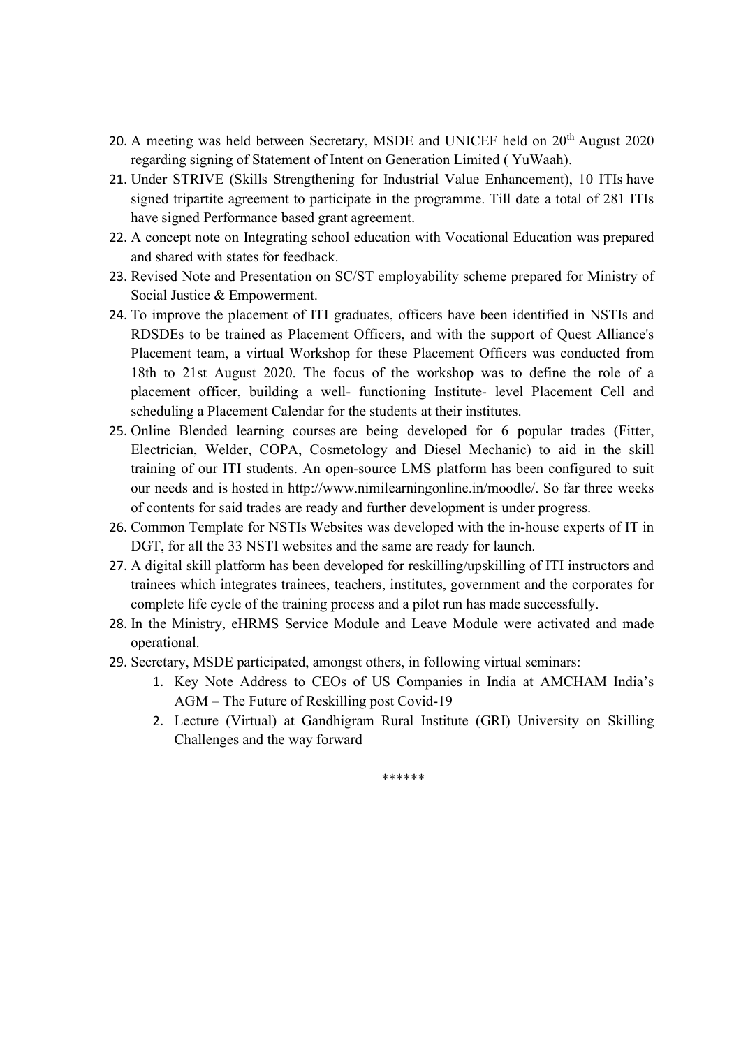20. A meeting was held between Secretary, MSDE and UNICEF held on 20th August 2020 regarding signing of Statement of Intent on Generation Limited ( YuWaah).
21. Under STRIVE (Skills Strengthening for Industrial Value Enhancement), 10 ITIs have signed tripartite agreement to participate in the programme. Till date a total of 281 ITIs have signed Performance based grant agreement.
22. A concept note on Integrating school education with Vocational Education was prepared and shared with states for feedback.
23. Revised Note and Presentation on SC/ST employability scheme prepared for Ministry of Social Justice & Empowerment.
24. To improve the placement of ITI graduates, officers have been identified in NSTIs and RDSDEs to be trained as Placement Officers, and with the support of Quest Alliance's Placement team, a virtual Workshop for these Placement Officers was conducted from 18th to 21st August 2020. The focus of the workshop was to define the role of a placement officer, building a well- functioning Institute- level Placement Cell and scheduling a Placement Calendar for the students at their institutes.
25. Online Blended learning courses are being developed for 6 popular trades (Fitter, Electrician, Welder, COPA, Cosmetology and Diesel Mechanic) to aid in the skill training of our ITI students. An open-source LMS platform has been configured to suit our needs and is hosted in http://www.nimilearningonline.in/moodle/. So far three weeks of contents for said trades are ready and further development is under progress.
26. Common Template for NSTIs Websites was developed with the in-house experts of IT in DGT, for all the 33 NSTI websites and the same are ready for launch.
27. A digital skill platform has been developed for reskilling/upskilling of ITI instructors and trainees which integrates trainees, teachers, institutes, government and the corporates for complete life cycle of the training process and a pilot run has made successfully.
28. In the Ministry, eHRMS Service Module and Leave Module were activated and made operational.
29. Secretary, MSDE participated, amongst others, in following virtual seminars:
    1. Key Note Address to CEOs of US Companies in India at AMCHAM India's AGM – The Future of Reskilling post Covid-19
    2. Lecture (Virtual) at Gandhigram Rural Institute (GRI) University on Skilling Challenges and the way forward

******